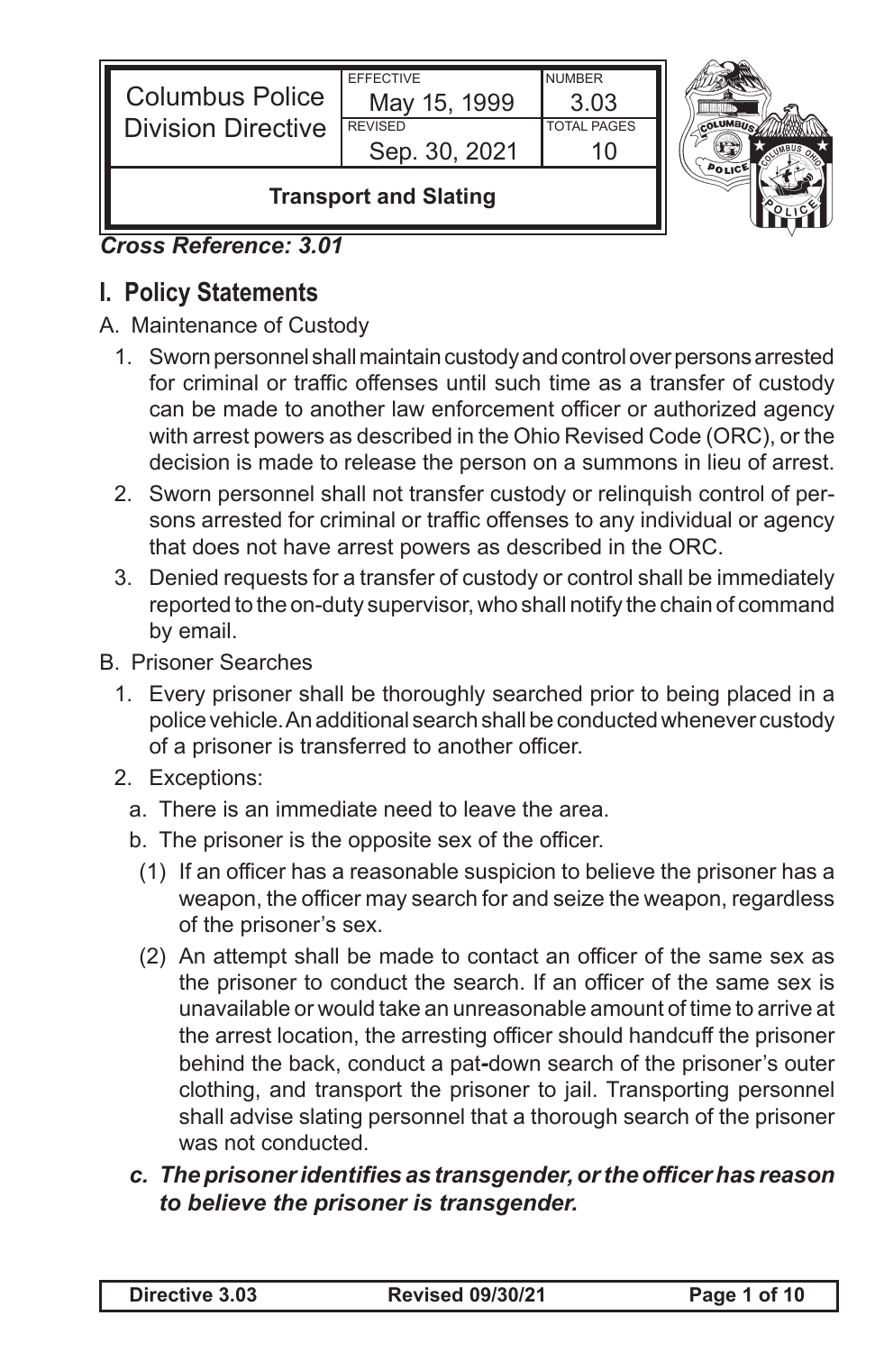| Columbus Police Division Directive | EFFECTIVE May 15, 1999 | NUMBER 3.03 |
|---|---|---|
| | REVISED Sep. 30, 2021 | TOTAL PAGES 10 |
| **Transport and Slating** | | |

***Cross Reference: 3.01***

## I. Policy Statements

A. Maintenance of Custody

1. Sworn personnel shall maintain custody and control over persons arrested for criminal or traffic offenses until such time as a transfer of custody can be made to another law enforcement officer or authorized agency with arrest powers as described in the Ohio Revised Code (ORC), or the decision is made to release the person on a summons in lieu of arrest.
2. Sworn personnel shall not transfer custody or relinquish control of persons arrested for criminal or traffic offenses to any individual or agency that does not have arrest powers as described in the ORC.
3. Denied requests for a transfer of custody or control shall be immediately reported to the on-duty supervisor, who shall notify the chain of command by email.

B. Prisoner Searches

1. Every prisoner shall be thoroughly searched prior to being placed in a police vehicle. An additional search shall be conducted whenever custody of a prisoner is transferred to another officer.
2. Exceptions:
   a. There is an immediate need to leave the area.
   b. The prisoner is the opposite sex of the officer.
      (1) If an officer has a reasonable suspicion to believe the prisoner has a weapon, the officer may search for and seize the weapon, regardless of the prisoner's sex.
      (2) An attempt shall be made to contact an officer of the same sex as the prisoner to conduct the search. If an officer of the same sex is unavailable or would take an unreasonable amount of time to arrive at the arrest location, the arresting officer should handcuff the prisoner behind the back, conduct a pat-down search of the prisoner's outer clothing, and transport the prisoner to jail. Transporting personnel shall advise slating personnel that a thorough search of the prisoner was not conducted.
   ***c. The prisoner identifies as transgender, or the officer has reason to believe the prisoner is transgender.***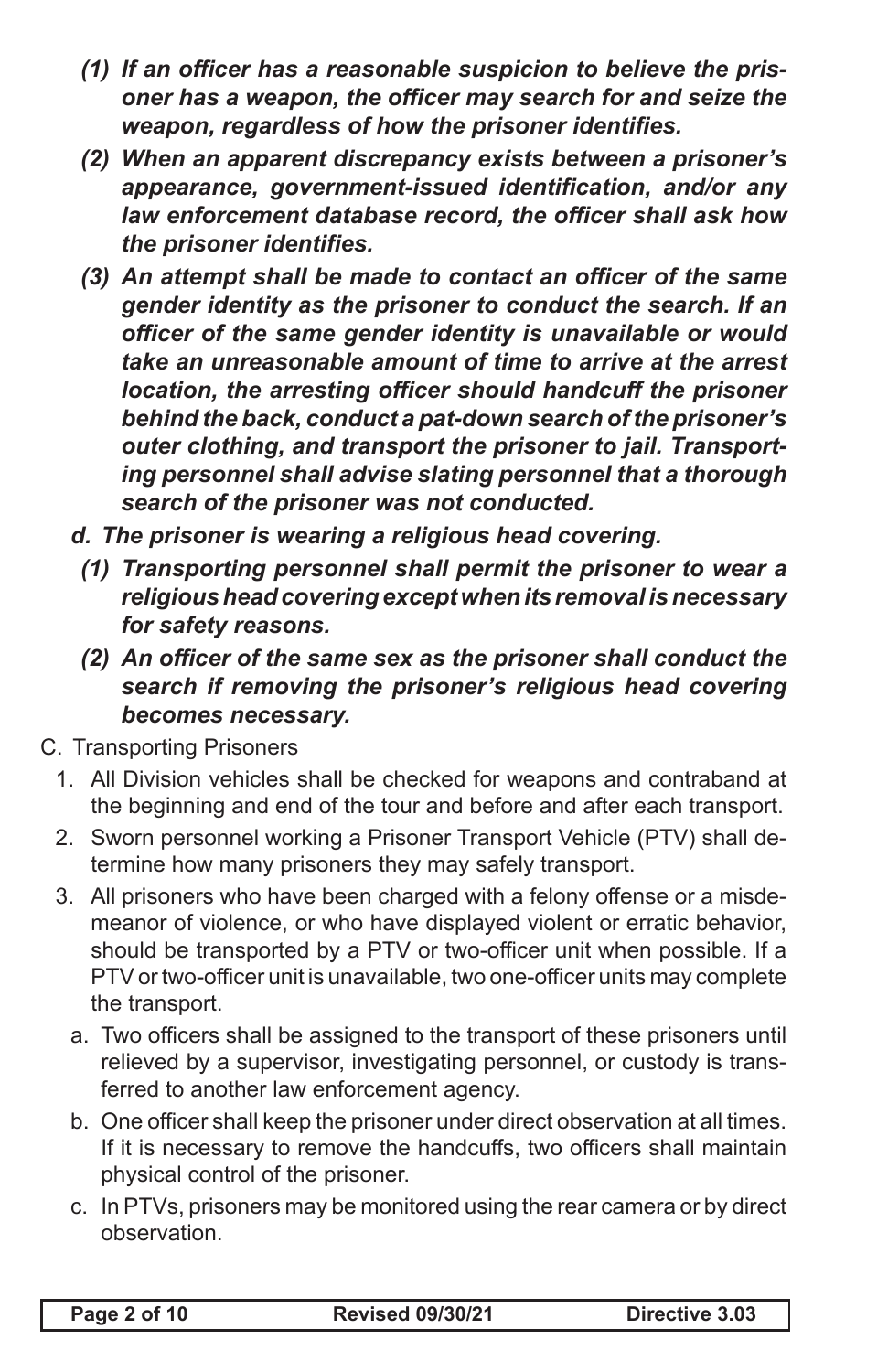*(1) If an officer has a reasonable suspicion to believe the prisoner has a weapon, the officer may search for and seize the weapon, regardless of how the prisoner identifies.*

*(2) When an apparent discrepancy exists between a prisoner's appearance, government-issued identification, and/or any law enforcement database record, the officer shall ask how the prisoner identifies.*

*(3) An attempt shall be made to contact an officer of the same gender identity as the prisoner to conduct the search. If an officer of the same gender identity is unavailable or would take an unreasonable amount of time to arrive at the arrest location, the arresting officer should handcuff the prisoner behind the back, conduct a pat-down search of the prisoner's outer clothing, and transport the prisoner to jail. Transporting personnel shall advise slating personnel that a thorough search of the prisoner was not conducted.*

*d. The prisoner is wearing a religious head covering.*

*(1) Transporting personnel shall permit the prisoner to wear a religious head covering except when its removal is necessary for safety reasons.*

*(2) An officer of the same sex as the prisoner shall conduct the search if removing the prisoner's religious head covering becomes necessary.*

C. Transporting Prisoners

1. All Division vehicles shall be checked for weapons and contraband at the beginning and end of the tour and before and after each transport.
2. Sworn personnel working a Prisoner Transport Vehicle (PTV) shall determine how many prisoners they may safely transport.
3. All prisoners who have been charged with a felony offense or a misdemeanor of violence, or who have displayed violent or erratic behavior, should be transported by a PTV or two-officer unit when possible. If a PTV or two-officer unit is unavailable, two one-officer units may complete the transport.
   a. Two officers shall be assigned to the transport of these prisoners until relieved by a supervisor, investigating personnel, or custody is transferred to another law enforcement agency.
   b. One officer shall keep the prisoner under direct observation at all times. If it is necessary to remove the handcuffs, two officers shall maintain physical control of the prisoner.
   c. In PTVs, prisoners may be monitored using the rear camera or by direct observation.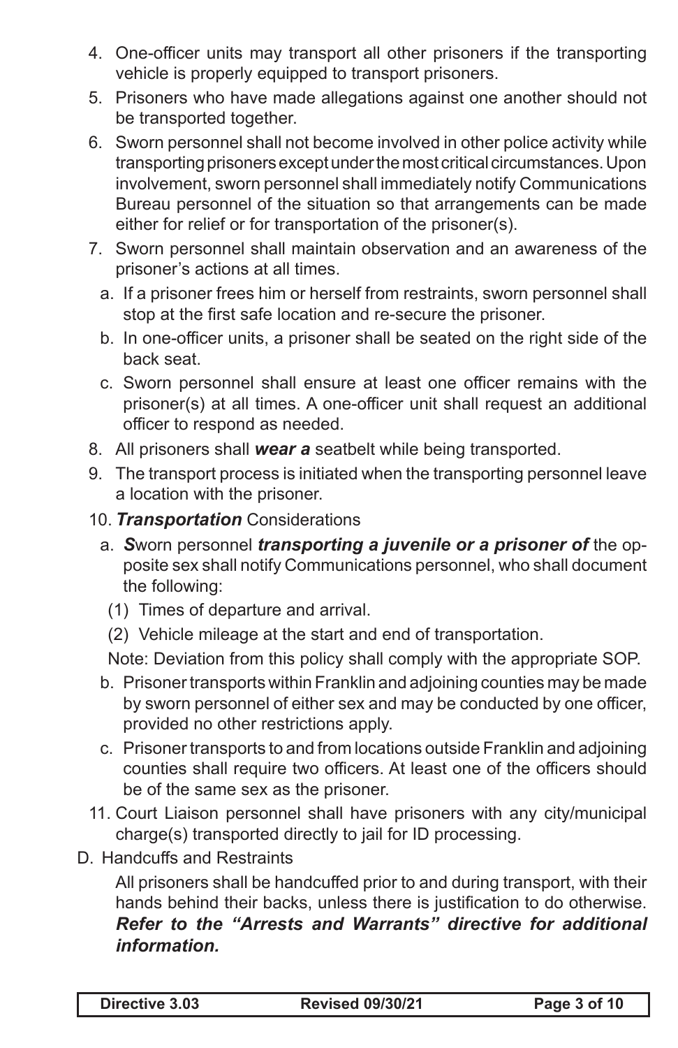4. One-officer units may transport all other prisoners if the transporting vehicle is properly equipped to transport prisoners.
5. Prisoners who have made allegations against one another should not be transported together.
6. Sworn personnel shall not become involved in other police activity while transporting prisoners except under the most critical circumstances. Upon involvement, sworn personnel shall immediately notify Communications Bureau personnel of the situation so that arrangements can be made either for relief or for transportation of the prisoner(s).
7. Sworn personnel shall maintain observation and an awareness of the prisoner's actions at all times.
   a. If a prisoner frees him or herself from restraints, sworn personnel shall stop at the first safe location and re-secure the prisoner.
   b. In one-officer units, a prisoner shall be seated on the right side of the back seat.
   c. Sworn personnel shall ensure at least one officer remains with the prisoner(s) at all times. A one-officer unit shall request an additional officer to respond as needed.
8. All prisoners shall ***wear a*** seatbelt while being transported.
9. The transport process is initiated when the transporting personnel leave a location with the prisoner.
10. ***Transportation*** Considerations
    a. ***S***worn personnel ***transporting a juvenile or a prisoner of*** the opposite sex shall notify Communications personnel, who shall document the following:
       (1) Times of departure and arrival.
       (2) Vehicle mileage at the start and end of transportation.

       Note: Deviation from this policy shall comply with the appropriate SOP.
    b. Prisoner transports within Franklin and adjoining counties may be made by sworn personnel of either sex and may be conducted by one officer, provided no other restrictions apply.
    c. Prisoner transports to and from locations outside Franklin and adjoining counties shall require two officers. At least one of the officers should be of the same sex as the prisoner.
11. Court Liaison personnel shall have prisoners with any city/municipal charge(s) transported directly to jail for ID processing.

D. Handcuffs and Restraints

All prisoners shall be handcuffed prior to and during transport, with their hands behind their backs, unless there is justification to do otherwise. ***Refer to the "Arrests and Warrants" directive for additional information.***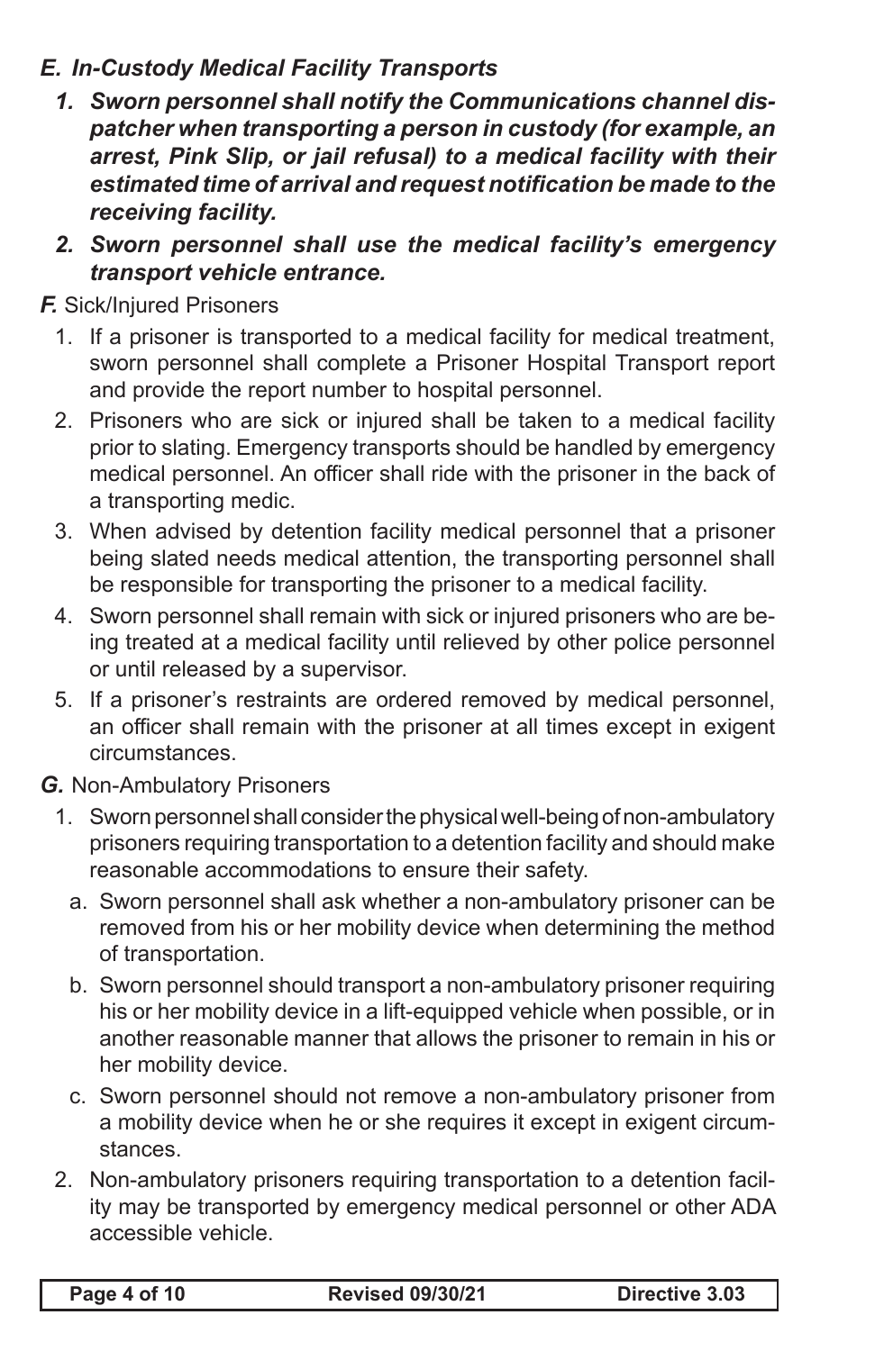***E. In-Custody Medical Facility Transports***

1. ***Sworn personnel shall notify the Communications channel dispatcher when transporting a person in custody (for example, an arrest, Pink Slip, or jail refusal) to a medical facility with their estimated time of arrival and request notification be made to the receiving facility.***
2. ***Sworn personnel shall use the medical facility's emergency transport vehicle entrance.***

***F.*** Sick/Injured Prisoners

1. If a prisoner is transported to a medical facility for medical treatment, sworn personnel shall complete a Prisoner Hospital Transport report and provide the report number to hospital personnel.
2. Prisoners who are sick or injured shall be taken to a medical facility prior to slating. Emergency transports should be handled by emergency medical personnel. An officer shall ride with the prisoner in the back of a transporting medic.
3. When advised by detention facility medical personnel that a prisoner being slated needs medical attention, the transporting personnel shall be responsible for transporting the prisoner to a medical facility.
4. Sworn personnel shall remain with sick or injured prisoners who are being treated at a medical facility until relieved by other police personnel or until released by a supervisor.
5. If a prisoner's restraints are ordered removed by medical personnel, an officer shall remain with the prisoner at all times except in exigent circumstances.

***G.*** Non-Ambulatory Prisoners

1. Sworn personnel shall consider the physical well-being of non-ambulatory prisoners requiring transportation to a detention facility and should make reasonable accommodations to ensure their safety.
   a. Sworn personnel shall ask whether a non-ambulatory prisoner can be removed from his or her mobility device when determining the method of transportation.
   b. Sworn personnel should transport a non-ambulatory prisoner requiring his or her mobility device in a lift-equipped vehicle when possible, or in another reasonable manner that allows the prisoner to remain in his or her mobility device.
   c. Sworn personnel should not remove a non-ambulatory prisoner from a mobility device when he or she requires it except in exigent circumstances.
2. Non-ambulatory prisoners requiring transportation to a detention facility may be transported by emergency medical personnel or other ADA accessible vehicle.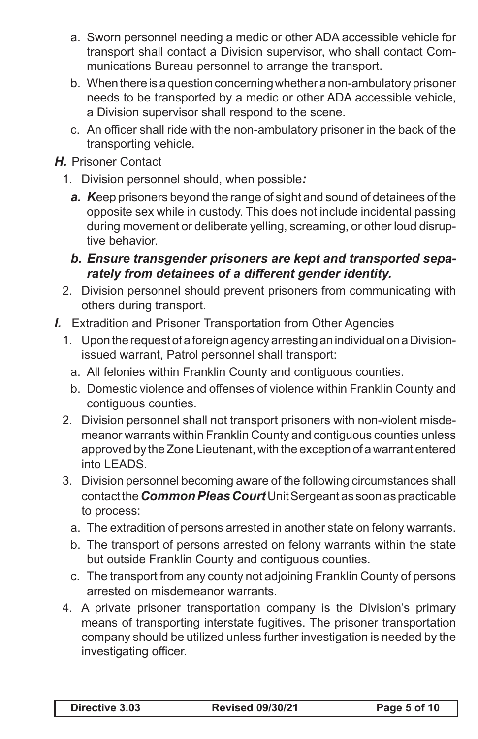a. Sworn personnel needing a medic or other ADA accessible vehicle for transport shall contact a Division supervisor, who shall contact Communications Bureau personnel to arrange the transport.

b. When there is a question concerning whether a non-ambulatory prisoner needs to be transported by a medic or other ADA accessible vehicle, a Division supervisor shall respond to the scene.

c. An officer shall ride with the non-ambulatory prisoner in the back of the transporting vehicle.

***H.*** Prisoner Contact

1. Division personnel should, when possible***:***

   ***a. K***eep prisoners beyond the range of sight and sound of detainees of the opposite sex while in custody. This does not include incidental passing during movement or deliberate yelling, screaming, or other loud disruptive behavior.

   ***b. Ensure transgender prisoners are kept and transported separately from detainees of a different gender identity.***

2. Division personnel should prevent prisoners from communicating with others during transport.

***I.*** Extradition and Prisoner Transportation from Other Agencies

1. Upon the request of a foreign agency arresting an individual on a Division-issued warrant, Patrol personnel shall transport:

   a. All felonies within Franklin County and contiguous counties.

   b. Domestic violence and offenses of violence within Franklin County and contiguous counties.

2. Division personnel shall not transport prisoners with non-violent misdemeanor warrants within Franklin County and contiguous counties unless approved by the Zone Lieutenant, with the exception of a warrant entered into LEADS.

3. Division personnel becoming aware of the following circumstances shall contact the ***Common Pleas Court*** Unit Sergeant as soon as practicable to process:

   a. The extradition of persons arrested in another state on felony warrants.

   b. The transport of persons arrested on felony warrants within the state but outside Franklin County and contiguous counties.

   c. The transport from any county not adjoining Franklin County of persons arrested on misdemeanor warrants.

4. A private prisoner transportation company is the Division's primary means of transporting interstate fugitives. The prisoner transportation company should be utilized unless further investigation is needed by the investigating officer.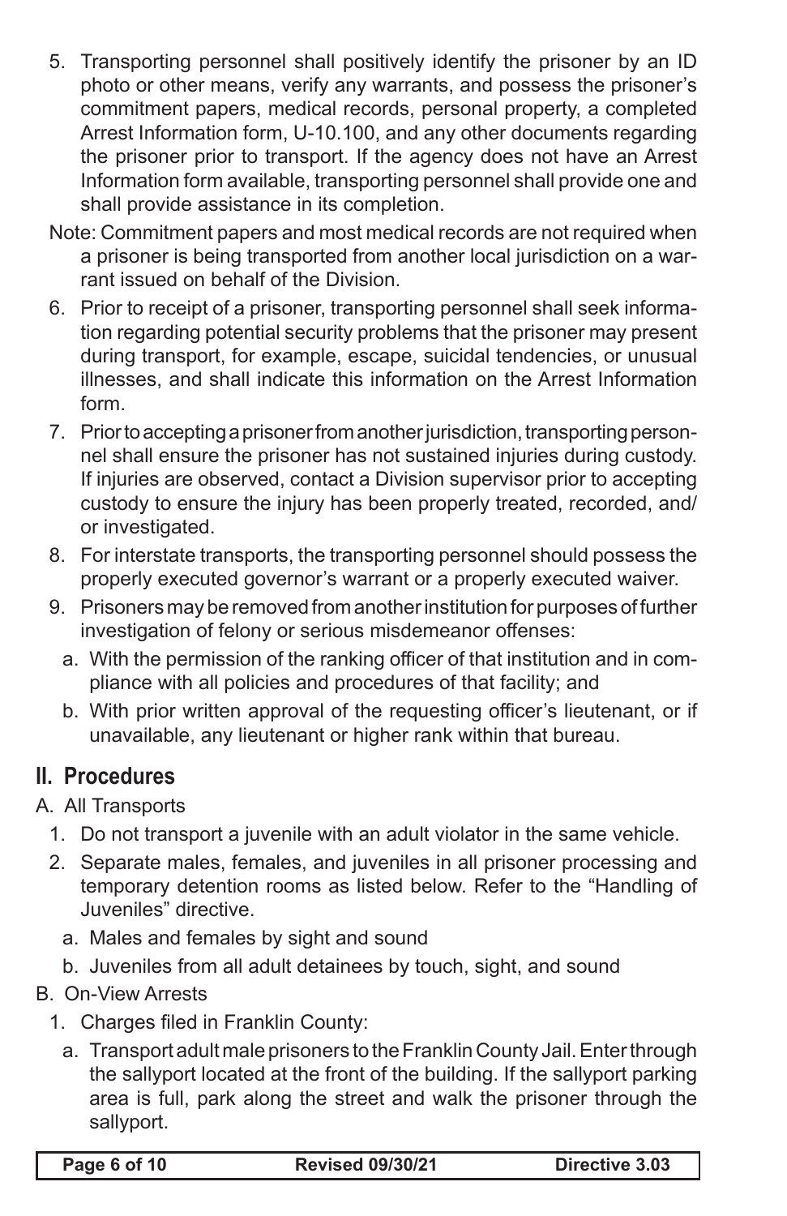5. Transporting personnel shall positively identify the prisoner by an ID photo or other means, verify any warrants, and possess the prisoner's commitment papers, medical records, personal property, a completed Arrest Information form, U-10.100, and any other documents regarding the prisoner prior to transport. If the agency does not have an Arrest Information form available, transporting personnel shall provide one and shall provide assistance in its completion.

Note: Commitment papers and most medical records are not required when a prisoner is being transported from another local jurisdiction on a warrant issued on behalf of the Division.

6. Prior to receipt of a prisoner, transporting personnel shall seek information regarding potential security problems that the prisoner may present during transport, for example, escape, suicidal tendencies, or unusual illnesses, and shall indicate this information on the Arrest Information form.
7. Prior to accepting a prisoner from another jurisdiction, transporting personnel shall ensure the prisoner has not sustained injuries during custody. If injuries are observed, contact a Division supervisor prior to accepting custody to ensure the injury has been properly treated, recorded, and/or investigated.
8. For interstate transports, the transporting personnel should possess the properly executed governor's warrant or a properly executed waiver.
9. Prisoners may be removed from another institution for purposes of further investigation of felony or serious misdemeanor offenses:
   a. With the permission of the ranking officer of that institution and in compliance with all policies and procedures of that facility; and
   b. With prior written approval of the requesting officer's lieutenant, or if unavailable, any lieutenant or higher rank within that bureau.

## II. Procedures

A. All Transports

1. Do not transport a juvenile with an adult violator in the same vehicle.
2. Separate males, females, and juveniles in all prisoner processing and temporary detention rooms as listed below. Refer to the "Handling of Juveniles" directive.
   a. Males and females by sight and sound
   b. Juveniles from all adult detainees by touch, sight, and sound

B. On-View Arrests

1. Charges filed in Franklin County:
   a. Transport adult male prisoners to the Franklin County Jail. Enter through the sallyport located at the front of the building. If the sallyport parking area is full, park along the street and walk the prisoner through the sallyport.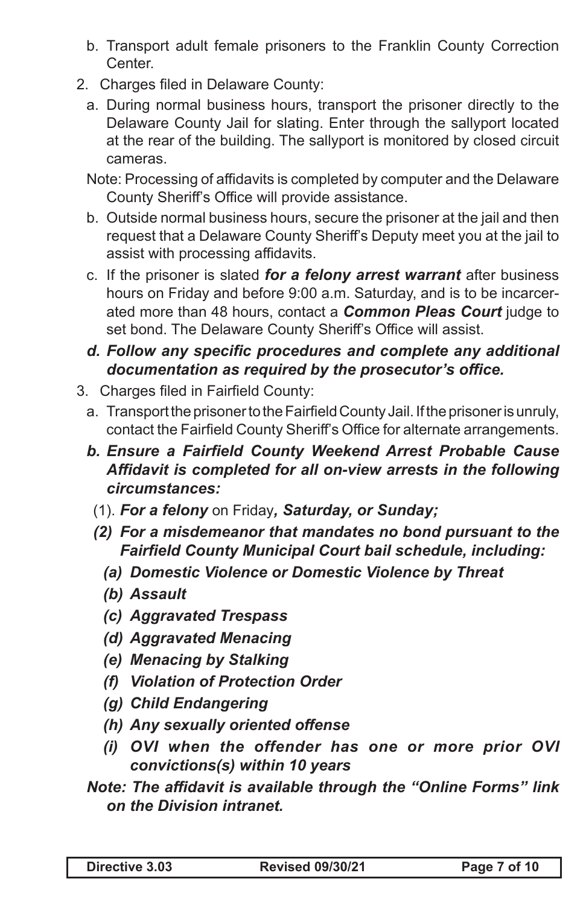b. Transport adult female prisoners to the Franklin County Correction Center.

2. Charges filed in Delaware County:

   a. During normal business hours, transport the prisoner directly to the Delaware County Jail for slating. Enter through the sallyport located at the rear of the building. The sallyport is monitored by closed circuit cameras.

   Note: Processing of affidavits is completed by computer and the Delaware County Sheriff's Office will provide assistance.

   b. Outside normal business hours, secure the prisoner at the jail and then request that a Delaware County Sheriff's Deputy meet you at the jail to assist with processing affidavits.

   c. If the prisoner is slated ***for a felony arrest warrant*** after business hours on Friday and before 9:00 a.m. Saturday, and is to be incarcerated more than 48 hours, contact a ***Common Pleas Court*** judge to set bond. The Delaware County Sheriff's Office will assist.

   ***d. Follow any specific procedures and complete any additional documentation as required by the prosecutor's office.***

3. Charges filed in Fairfield County:

   a. Transport the prisoner to the Fairfield County Jail. If the prisoner is unruly, contact the Fairfield County Sheriff's Office for alternate arrangements.

   ***b. Ensure a Fairfield County Weekend Arrest Probable Cause Affidavit is completed for all on-view arrests in the following circumstances:***

   (1). ***For a felony*** on Friday***, Saturday, or Sunday;***

   ***(2) For a misdemeanor that mandates no bond pursuant to the Fairfield County Municipal Court bail schedule, including:***

   ***(a) Domestic Violence or Domestic Violence by Threat***

   ***(b) Assault***

   ***(c) Aggravated Trespass***

   ***(d) Aggravated Menacing***

   ***(e) Menacing by Stalking***

   ***(f) Violation of Protection Order***

   ***(g) Child Endangering***

   ***(h) Any sexually oriented offense***

   ***(i) OVI when the offender has one or more prior OVI convictions(s) within 10 years***

   ***Note: The affidavit is available through the "Online Forms" link on the Division intranet.***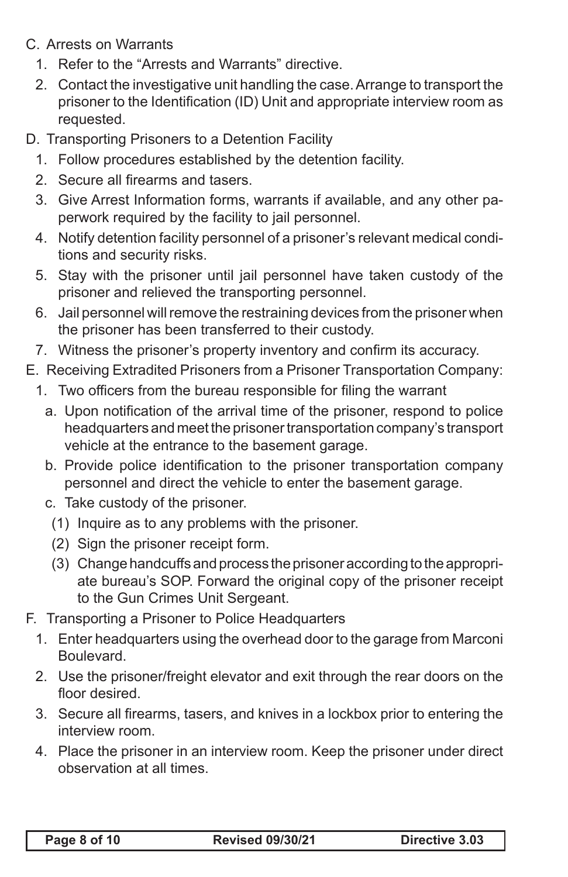C. Arrests on Warrants

1. Refer to the "Arrests and Warrants" directive.
2. Contact the investigative unit handling the case. Arrange to transport the prisoner to the Identification (ID) Unit and appropriate interview room as requested.

D. Transporting Prisoners to a Detention Facility

1. Follow procedures established by the detention facility.
2. Secure all firearms and tasers.
3. Give Arrest Information forms, warrants if available, and any other paperwork required by the facility to jail personnel.
4. Notify detention facility personnel of a prisoner's relevant medical conditions and security risks.
5. Stay with the prisoner until jail personnel have taken custody of the prisoner and relieved the transporting personnel.
6. Jail personnel will remove the restraining devices from the prisoner when the prisoner has been transferred to their custody.
7. Witness the prisoner's property inventory and confirm its accuracy.

E. Receiving Extradited Prisoners from a Prisoner Transportation Company:

1. Two officers from the bureau responsible for filing the warrant
   a. Upon notification of the arrival time of the prisoner, respond to police headquarters and meet the prisoner transportation company's transport vehicle at the entrance to the basement garage.
   b. Provide police identification to the prisoner transportation company personnel and direct the vehicle to enter the basement garage.
   c. Take custody of the prisoner.
      (1) Inquire as to any problems with the prisoner.
      (2) Sign the prisoner receipt form.
      (3) Change handcuffs and process the prisoner according to the appropriate bureau's SOP. Forward the original copy of the prisoner receipt to the Gun Crimes Unit Sergeant.

F. Transporting a Prisoner to Police Headquarters

1. Enter headquarters using the overhead door to the garage from Marconi Boulevard.
2. Use the prisoner/freight elevator and exit through the rear doors on the floor desired.
3. Secure all firearms, tasers, and knives in a lockbox prior to entering the interview room.
4. Place the prisoner in an interview room. Keep the prisoner under direct observation at all times.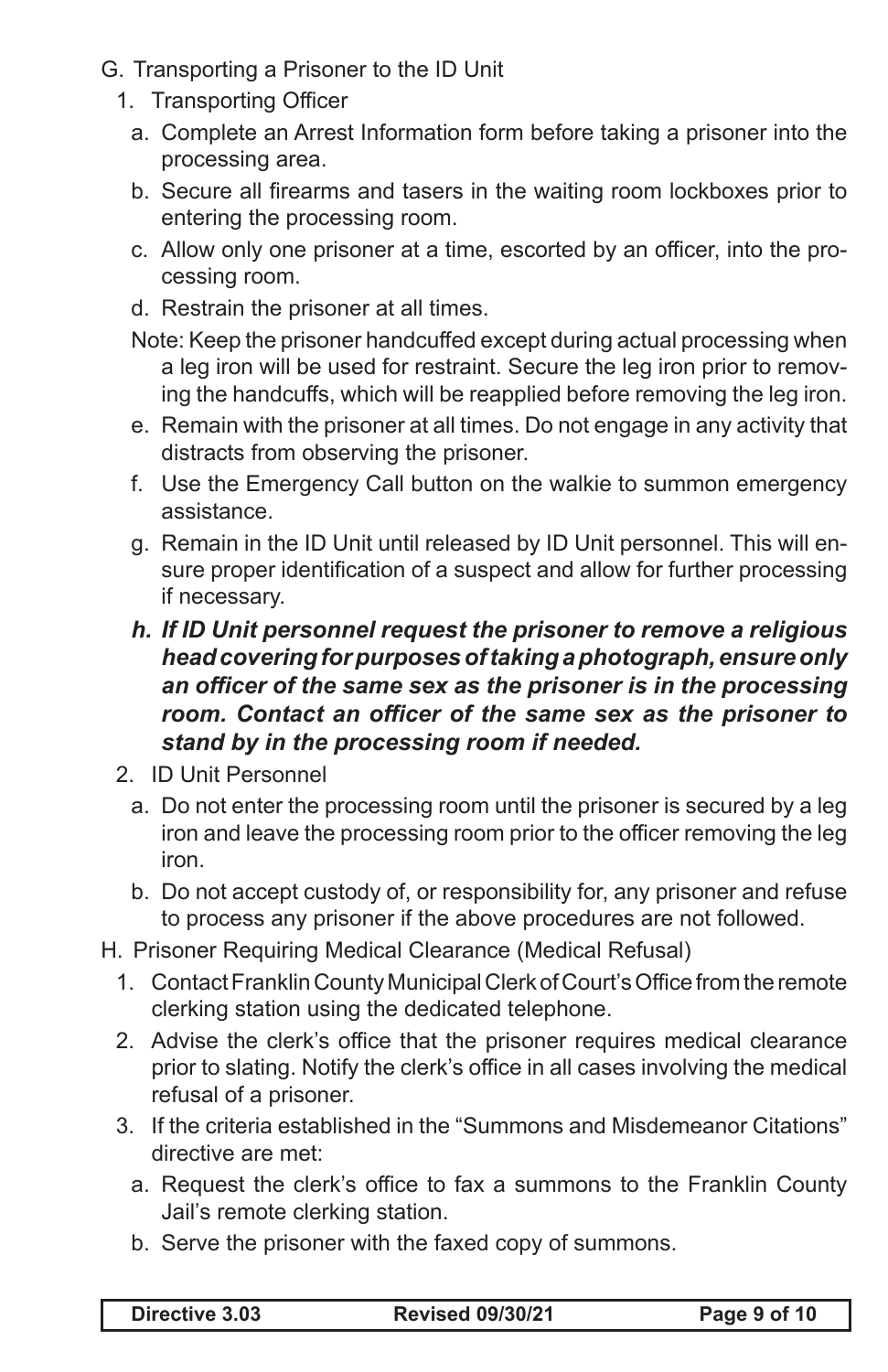G. Transporting a Prisoner to the ID Unit

1. Transporting Officer

   a. Complete an Arrest Information form before taking a prisoner into the processing area.

   b. Secure all firearms and tasers in the waiting room lockboxes prior to entering the processing room.

   c. Allow only one prisoner at a time, escorted by an officer, into the processing room.

   d. Restrain the prisoner at all times.

   Note: Keep the prisoner handcuffed except during actual processing when a leg iron will be used for restraint. Secure the leg iron prior to removing the handcuffs, which will be reapplied before removing the leg iron.

   e. Remain with the prisoner at all times. Do not engage in any activity that distracts from observing the prisoner.

   f. Use the Emergency Call button on the walkie to summon emergency assistance.

   g. Remain in the ID Unit until released by ID Unit personnel. This will ensure proper identification of a suspect and allow for further processing if necessary.

   ***h. If ID Unit personnel request the prisoner to remove a religious head covering for purposes of taking a photograph, ensure only an officer of the same sex as the prisoner is in the processing room. Contact an officer of the same sex as the prisoner to stand by in the processing room if needed.***

2. ID Unit Personnel

   a. Do not enter the processing room until the prisoner is secured by a leg iron and leave the processing room prior to the officer removing the leg iron.

   b. Do not accept custody of, or responsibility for, any prisoner and refuse to process any prisoner if the above procedures are not followed.

H. Prisoner Requiring Medical Clearance (Medical Refusal)

1. Contact Franklin County Municipal Clerk of Court's Office from the remote clerking station using the dedicated telephone.

2. Advise the clerk's office that the prisoner requires medical clearance prior to slating. Notify the clerk's office in all cases involving the medical refusal of a prisoner.

3. If the criteria established in the "Summons and Misdemeanor Citations" directive are met:

   a. Request the clerk's office to fax a summons to the Franklin County Jail's remote clerking station.

   b. Serve the prisoner with the faxed copy of summons.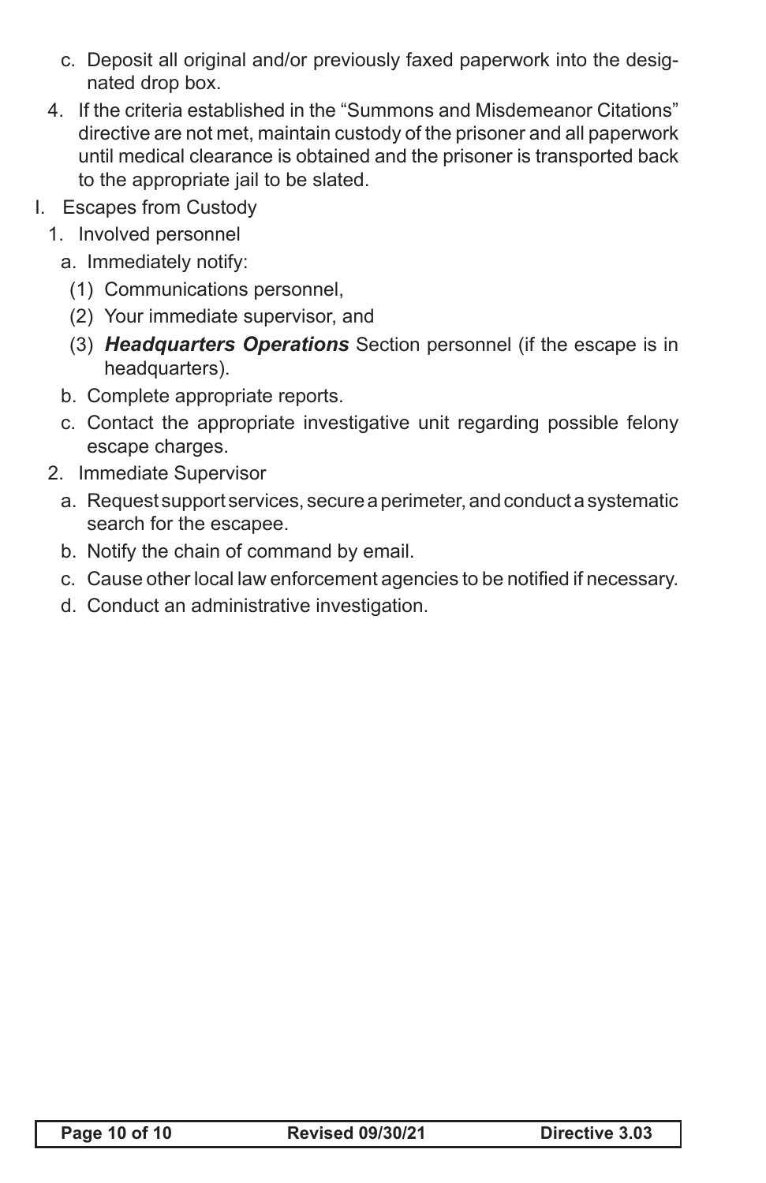c. Deposit all original and/or previously faxed paperwork into the designated drop box.

4. If the criteria established in the "Summons and Misdemeanor Citations" directive are not met, maintain custody of the prisoner and all paperwork until medical clearance is obtained and the prisoner is transported back to the appropriate jail to be slated.

I. Escapes from Custody

1. Involved personnel

   a. Immediately notify:

      (1) Communications personnel,

      (2) Your immediate supervisor, and

      (3) ***Headquarters Operations*** Section personnel (if the escape is in headquarters).

   b. Complete appropriate reports.

   c. Contact the appropriate investigative unit regarding possible felony escape charges.

2. Immediate Supervisor

   a. Request support services, secure a perimeter, and conduct a systematic search for the escapee.

   b. Notify the chain of command by email.

   c. Cause other local law enforcement agencies to be notified if necessary.

   d. Conduct an administrative investigation.